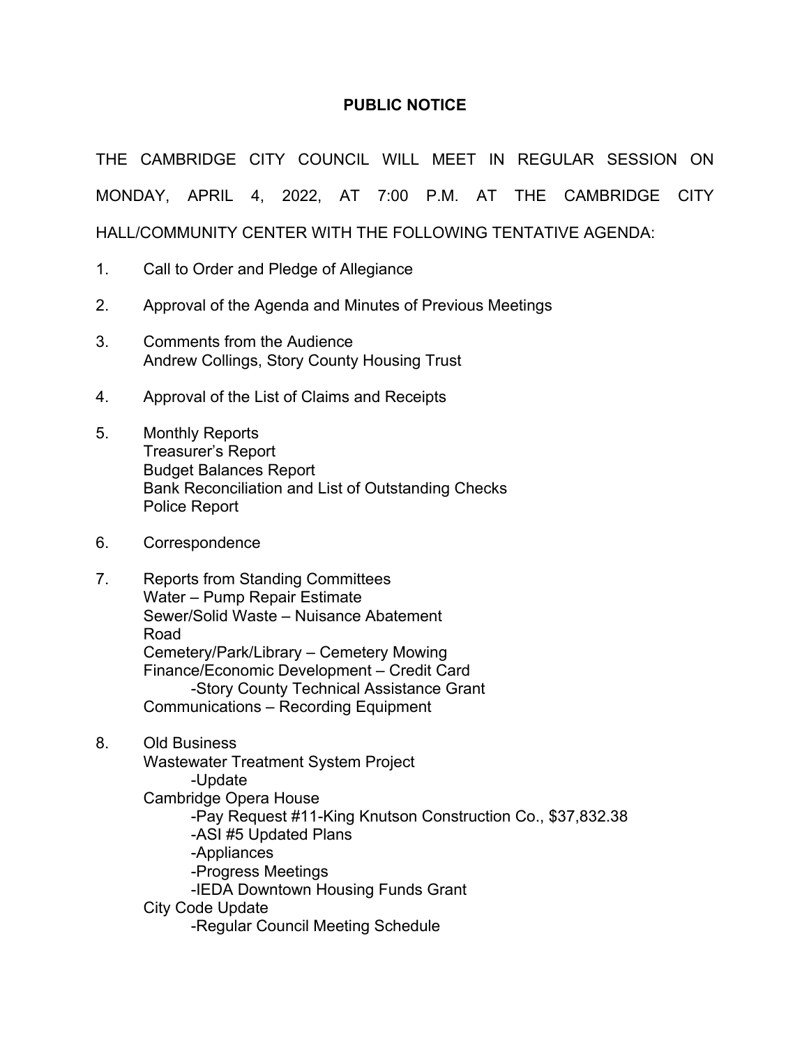# PUBLIC NOTICE

THE CAMBRIDGE CITY COUNCIL WILL MEET IN REGULAR SESSION ON MONDAY, APRIL 4, 2022, AT 7:00 P.M. AT THE CAMBRIDGE CITY HALL/COMMUNITY CENTER WITH THE FOLLOWING TENTATIVE AGENDA:

1. Call to Order and Pledge of Allegiance
2. Approval of the Agenda and Minutes of Previous Meetings
3. Comments from the Audience
   Andrew Collings, Story County Housing Trust
4. Approval of the List of Claims and Receipts
5. Monthly Reports
   Treasurer's Report
   Budget Balances Report
   Bank Reconciliation and List of Outstanding Checks
   Police Report
6. Correspondence
7. Reports from Standing Committees
   Water – Pump Repair Estimate
   Sewer/Solid Waste – Nuisance Abatement
   Road
   Cemetery/Park/Library – Cemetery Mowing
   Finance/Economic Development – Credit Card
   - Story County Technical Assistance Grant

   Communications – Recording Equipment
8. Old Business
   Wastewater Treatment System Project
   - Update

   Cambridge Opera House
   - Pay Request #11-King Knutson Construction Co., $37,832.38
   - ASI #5 Updated Plans
   - Appliances
   - Progress Meetings
   - IEDA Downtown Housing Funds Grant

   City Code Update
   - Regular Council Meeting Schedule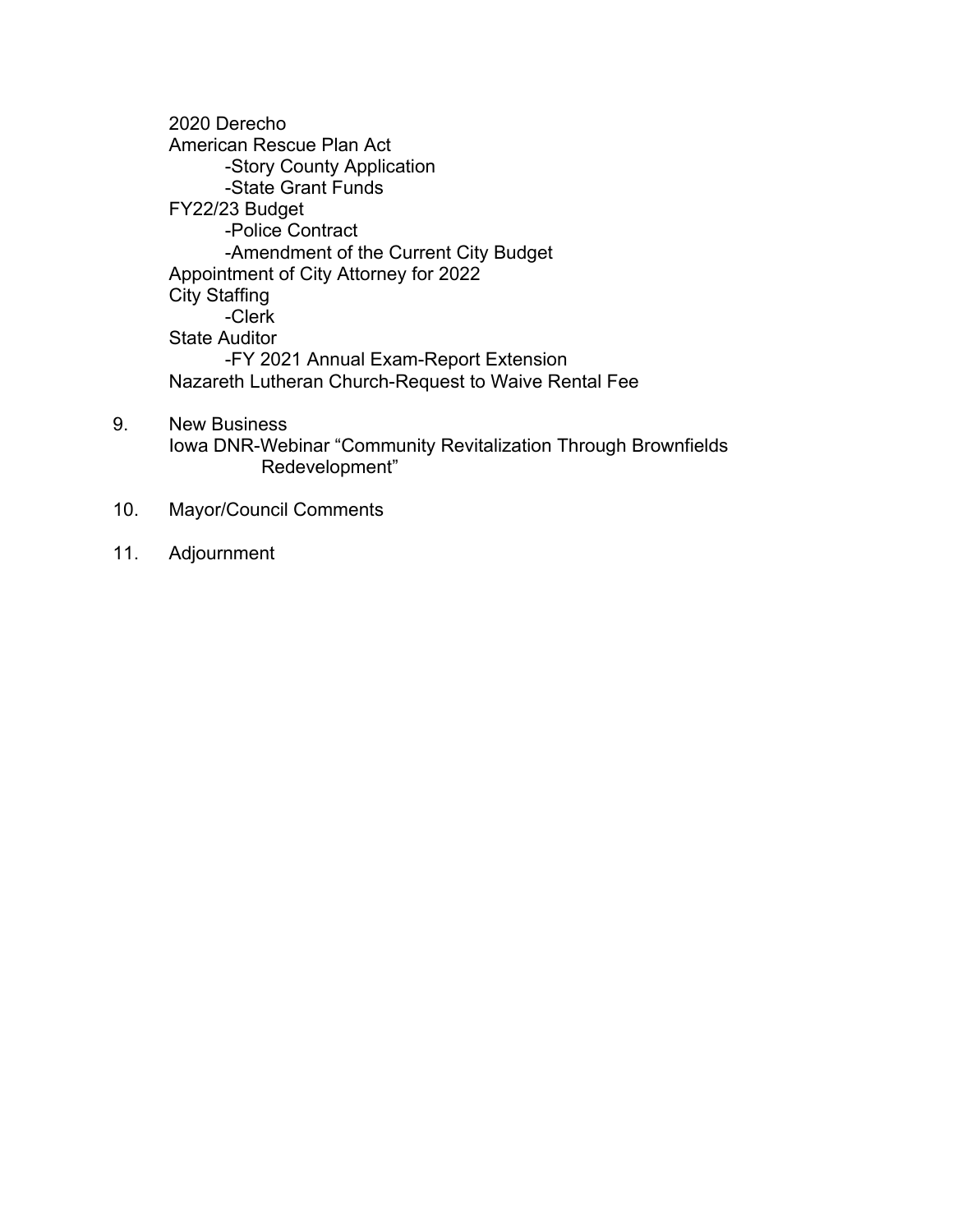2020 Derecho
American Rescue Plan Act
- Story County Application
- State Grant Funds

FY22/23 Budget
- Police Contract
- Amendment of the Current City Budget

Appointment of City Attorney for 2022
City Staffing
- Clerk

State Auditor
- FY 2021 Annual Exam-Report Extension

Nazareth Lutheran Church-Request to Waive Rental Fee

9. New Business
   Iowa DNR-Webinar "Community Revitalization Through Brownfields Redevelopment"

10. Mayor/Council Comments

11. Adjournment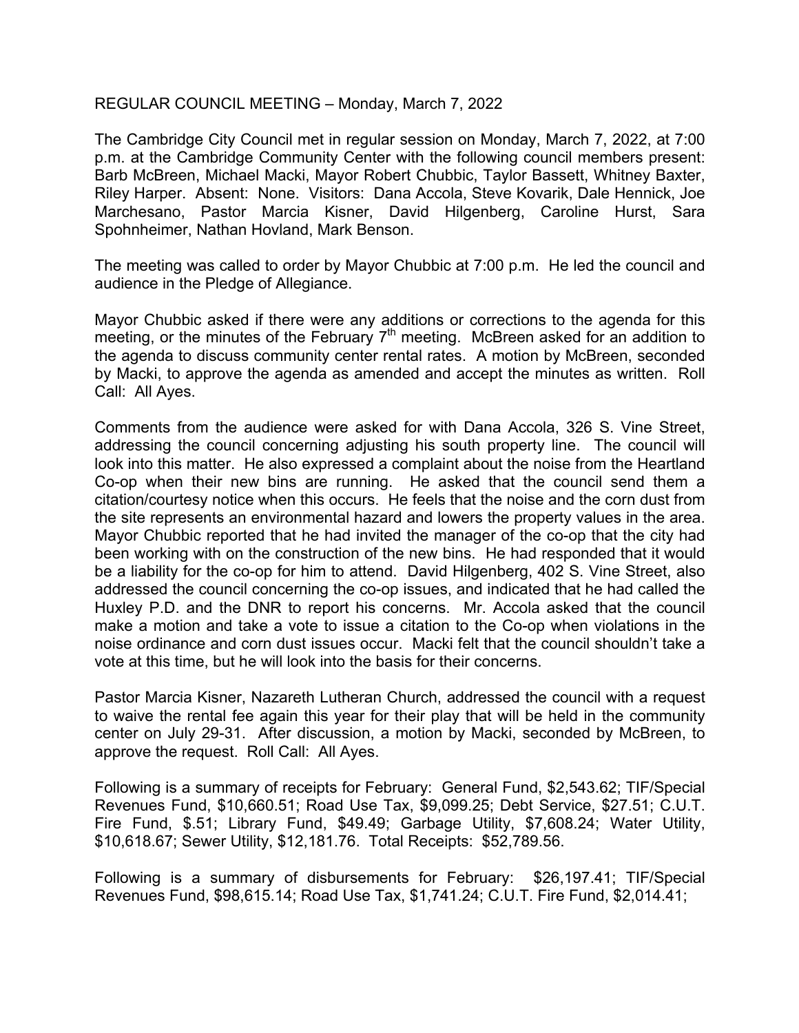REGULAR COUNCIL MEETING – Monday, March 7, 2022

The Cambridge City Council met in regular session on Monday, March 7, 2022, at 7:00 p.m. at the Cambridge Community Center with the following council members present: Barb McBreen, Michael Macki, Mayor Robert Chubbic, Taylor Bassett, Whitney Baxter, Riley Harper. Absent: None. Visitors: Dana Accola, Steve Kovarik, Dale Hennick, Joe Marchesano, Pastor Marcia Kisner, David Hilgenberg, Caroline Hurst, Sara Spohnheimer, Nathan Hovland, Mark Benson.

The meeting was called to order by Mayor Chubbic at 7:00 p.m. He led the council and audience in the Pledge of Allegiance.

Mayor Chubbic asked if there were any additions or corrections to the agenda for this meeting, or the minutes of the February 7th meeting. McBreen asked for an addition to the agenda to discuss community center rental rates. A motion by McBreen, seconded by Macki, to approve the agenda as amended and accept the minutes as written. Roll Call: All Ayes.

Comments from the audience were asked for with Dana Accola, 326 S. Vine Street, addressing the council concerning adjusting his south property line. The council will look into this matter. He also expressed a complaint about the noise from the Heartland Co-op when their new bins are running. He asked that the council send them a citation/courtesy notice when this occurs. He feels that the noise and the corn dust from the site represents an environmental hazard and lowers the property values in the area. Mayor Chubbic reported that he had invited the manager of the co-op that the city had been working with on the construction of the new bins. He had responded that it would be a liability for the co-op for him to attend. David Hilgenberg, 402 S. Vine Street, also addressed the council concerning the co-op issues, and indicated that he had called the Huxley P.D. and the DNR to report his concerns. Mr. Accola asked that the council make a motion and take a vote to issue a citation to the Co-op when violations in the noise ordinance and corn dust issues occur. Macki felt that the council shouldn't take a vote at this time, but he will look into the basis for their concerns.

Pastor Marcia Kisner, Nazareth Lutheran Church, addressed the council with a request to waive the rental fee again this year for their play that will be held in the community center on July 29-31. After discussion, a motion by Macki, seconded by McBreen, to approve the request. Roll Call: All Ayes.

Following is a summary of receipts for February: General Fund, $2,543.62; TIF/Special Revenues Fund, $10,660.51; Road Use Tax, $9,099.25; Debt Service, $27.51; C.U.T. Fire Fund, $.51; Library Fund, $49.49; Garbage Utility, $7,608.24; Water Utility, $10,618.67; Sewer Utility, $12,181.76. Total Receipts: $52,789.56.

Following is a summary of disbursements for February: $26,197.41; TIF/Special Revenues Fund, $98,615.14; Road Use Tax, $1,741.24; C.U.T. Fire Fund, $2,014.41;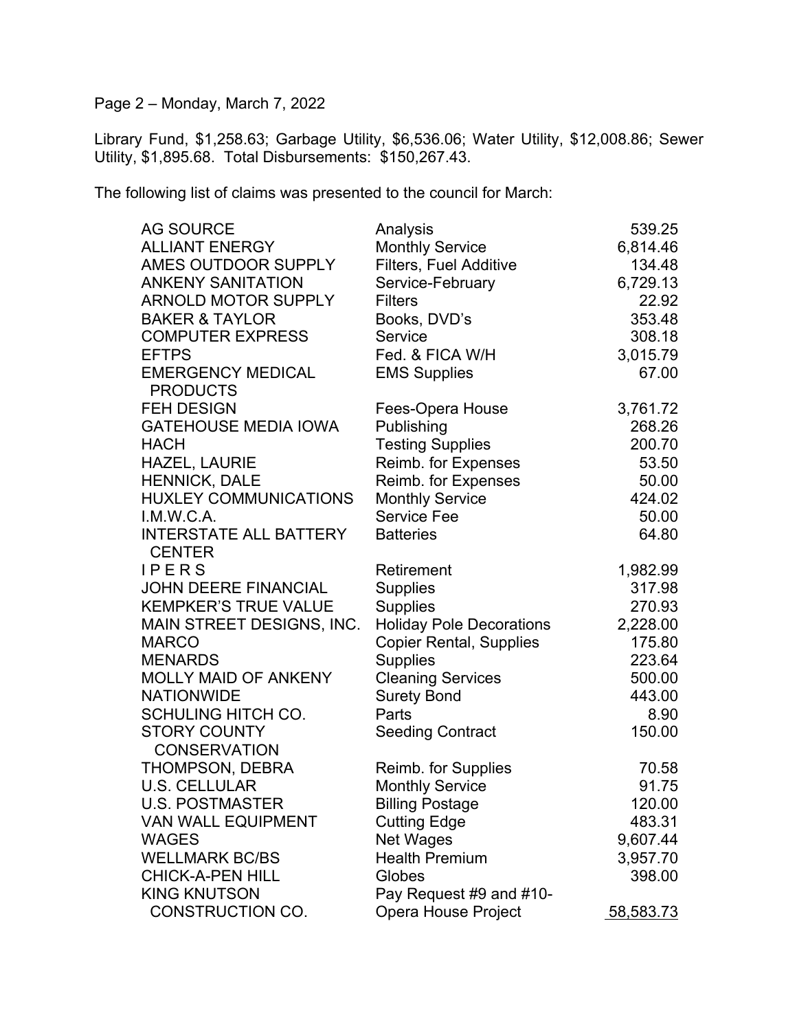Page 2 – Monday, March 7, 2022

Library Fund, $1,258.63; Garbage Utility, $6,536.06; Water Utility, $12,008.86; Sewer Utility, $1,895.68. Total Disbursements: $150,267.43.

The following list of claims was presented to the council for March:

| | | |
|---|---|---|
| AG SOURCE | Analysis | 539.25 |
| ALLIANT ENERGY | Monthly Service | 6,814.46 |
| AMES OUTDOOR SUPPLY | Filters, Fuel Additive | 134.48 |
| ANKENY SANITATION | Service-February | 6,729.13 |
| ARNOLD MOTOR SUPPLY | Filters | 22.92 |
| BAKER & TAYLOR | Books, DVD's | 353.48 |
| COMPUTER EXPRESS | Service | 308.18 |
| EFTPS | Fed. & FICA W/H | 3,015.79 |
| EMERGENCY MEDICAL PRODUCTS | EMS Supplies | 67.00 |
| FEH DESIGN | Fees-Opera House | 3,761.72 |
| GATEHOUSE MEDIA IOWA | Publishing | 268.26 |
| HACH | Testing Supplies | 200.70 |
| HAZEL, LAURIE | Reimb. for Expenses | 53.50 |
| HENNICK, DALE | Reimb. for Expenses | 50.00 |
| HUXLEY COMMUNICATIONS | Monthly Service | 424.02 |
| I.M.W.C.A. | Service Fee | 50.00 |
| INTERSTATE ALL BATTERY CENTER | Batteries | 64.80 |
| I P E R S | Retirement | 1,982.99 |
| JOHN DEERE FINANCIAL | Supplies | 317.98 |
| KEMPKER'S TRUE VALUE | Supplies | 270.93 |
| MAIN STREET DESIGNS, INC. | Holiday Pole Decorations | 2,228.00 |
| MARCO | Copier Rental, Supplies | 175.80 |
| MENARDS | Supplies | 223.64 |
| MOLLY MAID OF ANKENY | Cleaning Services | 500.00 |
| NATIONWIDE | Surety Bond | 443.00 |
| SCHULING HITCH CO. | Parts | 8.90 |
| STORY COUNTY CONSERVATION | Seeding Contract | 150.00 |
| THOMPSON, DEBRA | Reimb. for Supplies | 70.58 |
| U.S. CELLULAR | Monthly Service | 91.75 |
| U.S. POSTMASTER | Billing Postage | 120.00 |
| VAN WALL EQUIPMENT | Cutting Edge | 483.31 |
| WAGES | Net Wages | 9,607.44 |
| WELLMARK BC/BS | Health Premium | 3,957.70 |
| CHICK-A-PEN HILL | Globes | 398.00 |
| KING KNUTSON CONSTRUCTION CO. | Pay Request #9 and #10-Opera House Project | 58,583.73 |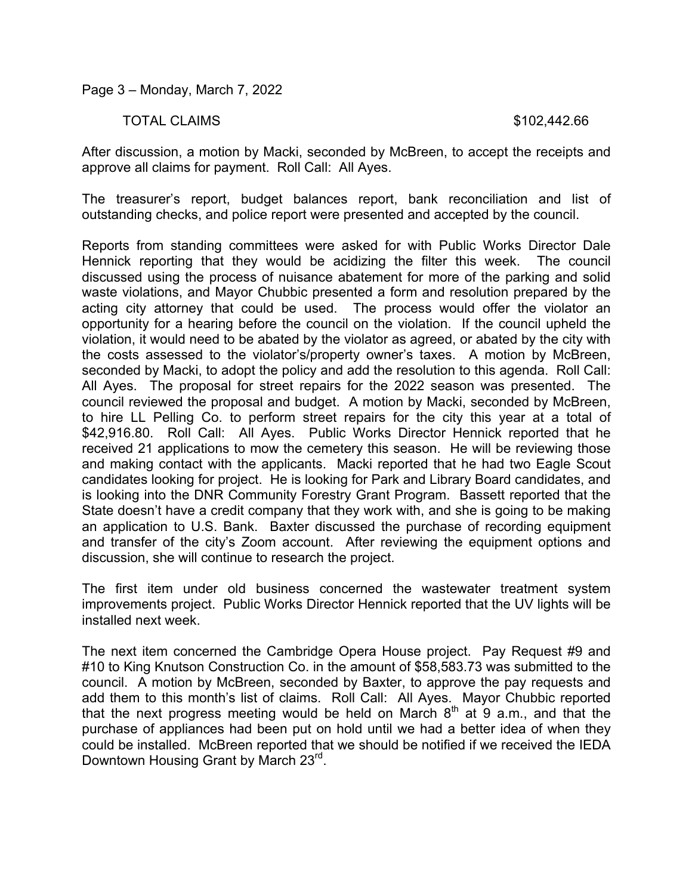Page 3 – Monday, March 7, 2022

TOTAL CLAIMS $102,442.66

After discussion, a motion by Macki, seconded by McBreen, to accept the receipts and approve all claims for payment. Roll Call: All Ayes.

The treasurer's report, budget balances report, bank reconciliation and list of outstanding checks, and police report were presented and accepted by the council.

Reports from standing committees were asked for with Public Works Director Dale Hennick reporting that they would be acidizing the filter this week. The council discussed using the process of nuisance abatement for more of the parking and solid waste violations, and Mayor Chubbic presented a form and resolution prepared by the acting city attorney that could be used. The process would offer the violator an opportunity for a hearing before the council on the violation. If the council upheld the violation, it would need to be abated by the violator as agreed, or abated by the city with the costs assessed to the violator's/property owner's taxes. A motion by McBreen, seconded by Macki, to adopt the policy and add the resolution to this agenda. Roll Call: All Ayes. The proposal for street repairs for the 2022 season was presented. The council reviewed the proposal and budget. A motion by Macki, seconded by McBreen, to hire LL Pelling Co. to perform street repairs for the city this year at a total of $42,916.80. Roll Call: All Ayes. Public Works Director Hennick reported that he received 21 applications to mow the cemetery this season. He will be reviewing those and making contact with the applicants. Macki reported that he had two Eagle Scout candidates looking for project. He is looking for Park and Library Board candidates, and is looking into the DNR Community Forestry Grant Program. Bassett reported that the State doesn't have a credit company that they work with, and she is going to be making an application to U.S. Bank. Baxter discussed the purchase of recording equipment and transfer of the city's Zoom account. After reviewing the equipment options and discussion, she will continue to research the project.

The first item under old business concerned the wastewater treatment system improvements project. Public Works Director Hennick reported that the UV lights will be installed next week.

The next item concerned the Cambridge Opera House project. Pay Request #9 and #10 to King Knutson Construction Co. in the amount of $58,583.73 was submitted to the council. A motion by McBreen, seconded by Baxter, to approve the pay requests and add them to this month's list of claims. Roll Call: All Ayes. Mayor Chubbic reported that the next progress meeting would be held on March 8th at 9 a.m., and that the purchase of appliances had been put on hold until we had a better idea of when they could be installed. McBreen reported that we should be notified if we received the IEDA Downtown Housing Grant by March 23rd.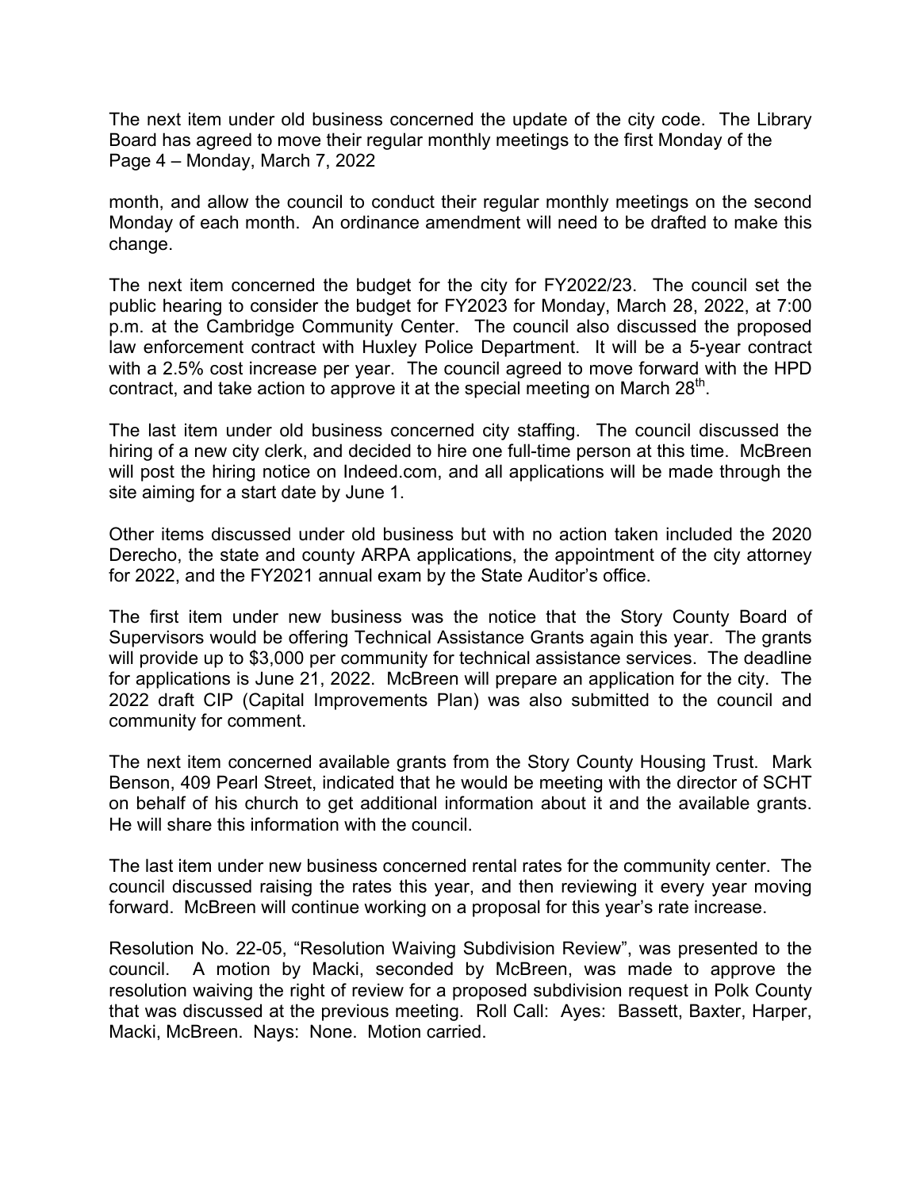The next item under old business concerned the update of the city code. The Library Board has agreed to move their regular monthly meetings to the first Monday of the month, and allow the council to conduct their regular monthly meetings on the second Monday of each month. An ordinance amendment will need to be drafted to make this change.

The next item concerned the budget for the city for FY2022/23. The council set the public hearing to consider the budget for FY2023 for Monday, March 28, 2022, at 7:00 p.m. at the Cambridge Community Center. The council also discussed the proposed law enforcement contract with Huxley Police Department. It will be a 5-year contract with a 2.5% cost increase per year. The council agreed to move forward with the HPD contract, and take action to approve it at the special meeting on March 28th.

The last item under old business concerned city staffing. The council discussed the hiring of a new city clerk, and decided to hire one full-time person at this time. McBreen will post the hiring notice on Indeed.com, and all applications will be made through the site aiming for a start date by June 1.

Other items discussed under old business but with no action taken included the 2020 Derecho, the state and county ARPA applications, the appointment of the city attorney for 2022, and the FY2021 annual exam by the State Auditor's office.

The first item under new business was the notice that the Story County Board of Supervisors would be offering Technical Assistance Grants again this year. The grants will provide up to $3,000 per community for technical assistance services. The deadline for applications is June 21, 2022. McBreen will prepare an application for the city. The 2022 draft CIP (Capital Improvements Plan) was also submitted to the council and community for comment.

The next item concerned available grants from the Story County Housing Trust. Mark Benson, 409 Pearl Street, indicated that he would be meeting with the director of SCHT on behalf of his church to get additional information about it and the available grants. He will share this information with the council.

The last item under new business concerned rental rates for the community center. The council discussed raising the rates this year, and then reviewing it every year moving forward. McBreen will continue working on a proposal for this year's rate increase.

Resolution No. 22-05, "Resolution Waiving Subdivision Review", was presented to the council. A motion by Macki, seconded by McBreen, was made to approve the resolution waiving the right of review for a proposed subdivision request in Polk County that was discussed at the previous meeting. Roll Call: Ayes: Bassett, Baxter, Harper, Macki, McBreen. Nays: None. Motion carried.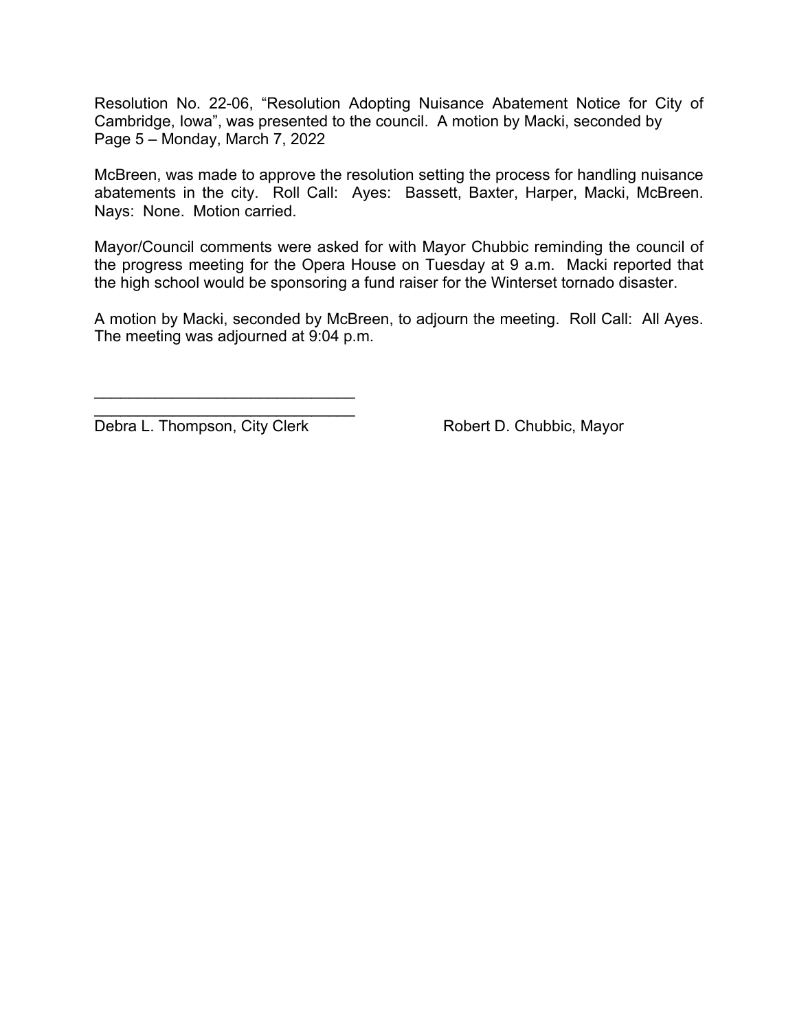Resolution No. 22-06, "Resolution Adopting Nuisance Abatement Notice for City of Cambridge, Iowa", was presented to the council. A motion by Macki, seconded by McBreen, was made to approve the resolution setting the process for handling nuisance abatements in the city. Roll Call: Ayes: Bassett, Baxter, Harper, Macki, McBreen. Nays: None. Motion carried.

Mayor/Council comments were asked for with Mayor Chubbic reminding the council of the progress meeting for the Opera House on Tuesday at 9 a.m. Macki reported that the high school would be sponsoring a fund raiser for the Winterset tornado disaster.

A motion by Macki, seconded by McBreen, to adjourn the meeting. Roll Call: All Ayes. The meeting was adjourned at 9:04 p.m.

______________________________

______________________________

Debra L. Thompson, City Clerk　　　　　Robert D. Chubbic, Mayor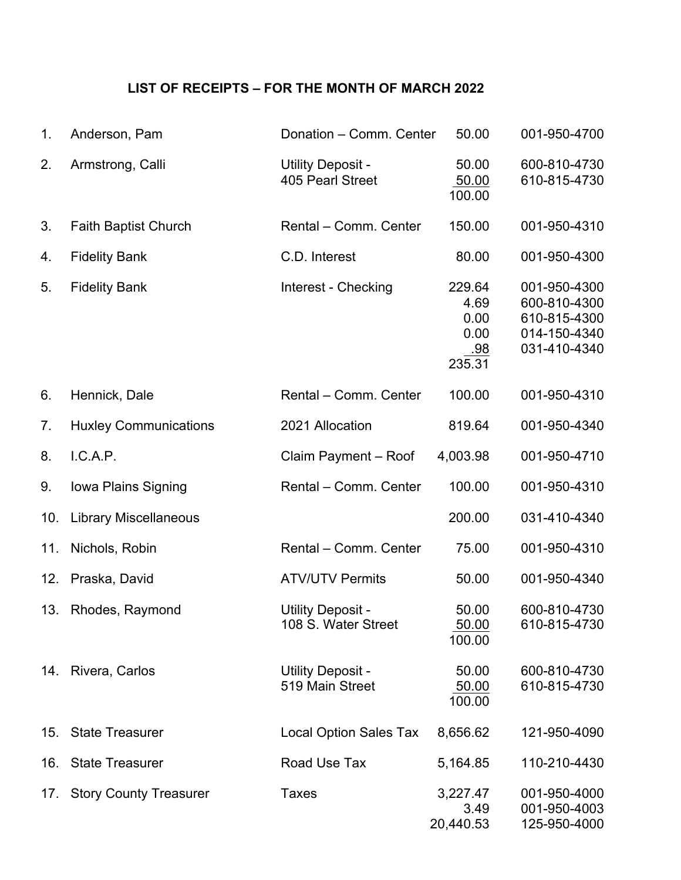## LIST OF RECEIPTS – FOR THE MONTH OF MARCH 2022

| No. | Name | Description | Amount | Account |
|---|---|---|---|---|
| 1. | Anderson, Pam | Donation – Comm. Center | 50.00 | 001-950-4700 |
| 2. | Armstrong, Calli | Utility Deposit - | 50.00 | 600-810-4730 |
| | | 405 Pearl Street | 50.00 | 610-815-4730 |
| | | | 100.00 | |
| 3. | Faith Baptist Church | Rental – Comm. Center | 150.00 | 001-950-4310 |
| 4. | Fidelity Bank | C.D. Interest | 80.00 | 001-950-4300 |
| 5. | Fidelity Bank | Interest - Checking | 229.64 | 001-950-4300 |
| | | | 4.69 | 600-810-4300 |
| | | | 0.00 | 610-815-4300 |
| | | | 0.00 | 014-150-4340 |
| | | | .98 | 031-410-4340 |
| | | | 235.31 | |
| 6. | Hennick, Dale | Rental – Comm. Center | 100.00 | 001-950-4310 |
| 7. | Huxley Communications | 2021 Allocation | 819.64 | 001-950-4340 |
| 8. | I.C.A.P. | Claim Payment – Roof | 4,003.98 | 001-950-4710 |
| 9. | Iowa Plains Signing | Rental – Comm. Center | 100.00 | 001-950-4310 |
| 10. | Library Miscellaneous | | 200.00 | 031-410-4340 |
| 11. | Nichols, Robin | Rental – Comm. Center | 75.00 | 001-950-4310 |
| 12. | Praska, David | ATV/UTV Permits | 50.00 | 001-950-4340 |
| 13. | Rhodes, Raymond | Utility Deposit - | 50.00 | 600-810-4730 |
| | | 108 S. Water Street | 50.00 | 610-815-4730 |
| | | | 100.00 | |
| 14. | Rivera, Carlos | Utility Deposit - | 50.00 | 600-810-4730 |
| | | 519 Main Street | 50.00 | 610-815-4730 |
| | | | 100.00 | |
| 15. | State Treasurer | Local Option Sales Tax | 8,656.62 | 121-950-4090 |
| 16. | State Treasurer | Road Use Tax | 5,164.85 | 110-210-4430 |
| 17. | Story County Treasurer | Taxes | 3,227.47 | 001-950-4000 |
| | | | 3.49 | 001-950-4003 |
| | | | 20,440.53 | 125-950-4000 |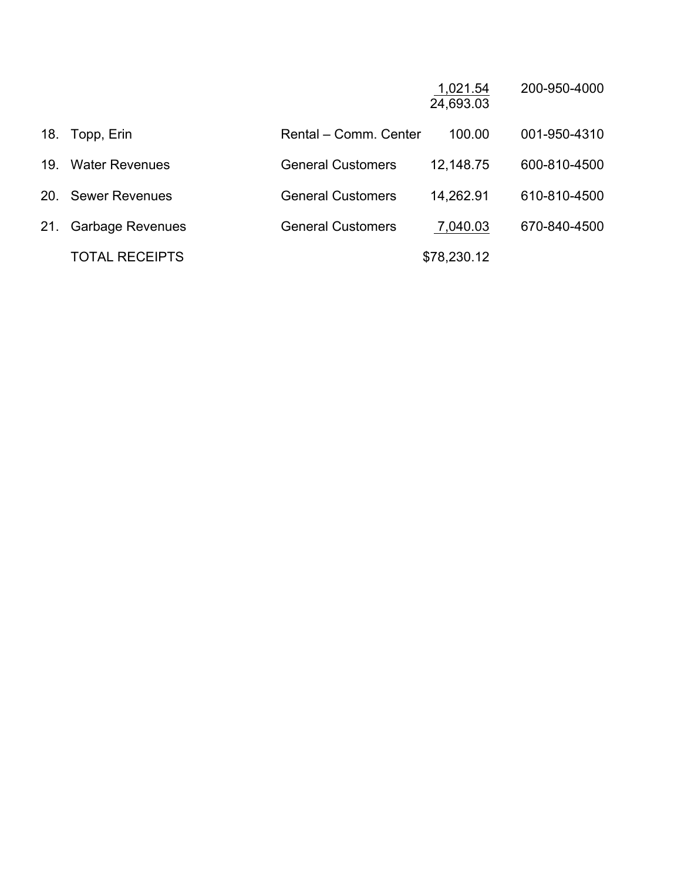| | | | | |
|---|---|---|---|---|
| | | | 1,021.54 | 200-950-4000 |
| | | | 24,693.03 | |
| 18. | Topp, Erin | Rental – Comm. Center | 100.00 | 001-950-4310 |
| 19. | Water Revenues | General Customers | 12,148.75 | 600-810-4500 |
| 20. | Sewer Revenues | General Customers | 14,262.91 | 610-810-4500 |
| 21. | Garbage Revenues | General Customers | 7,040.03 | 670-840-4500 |
| | TOTAL RECEIPTS | | $78,230.12 | |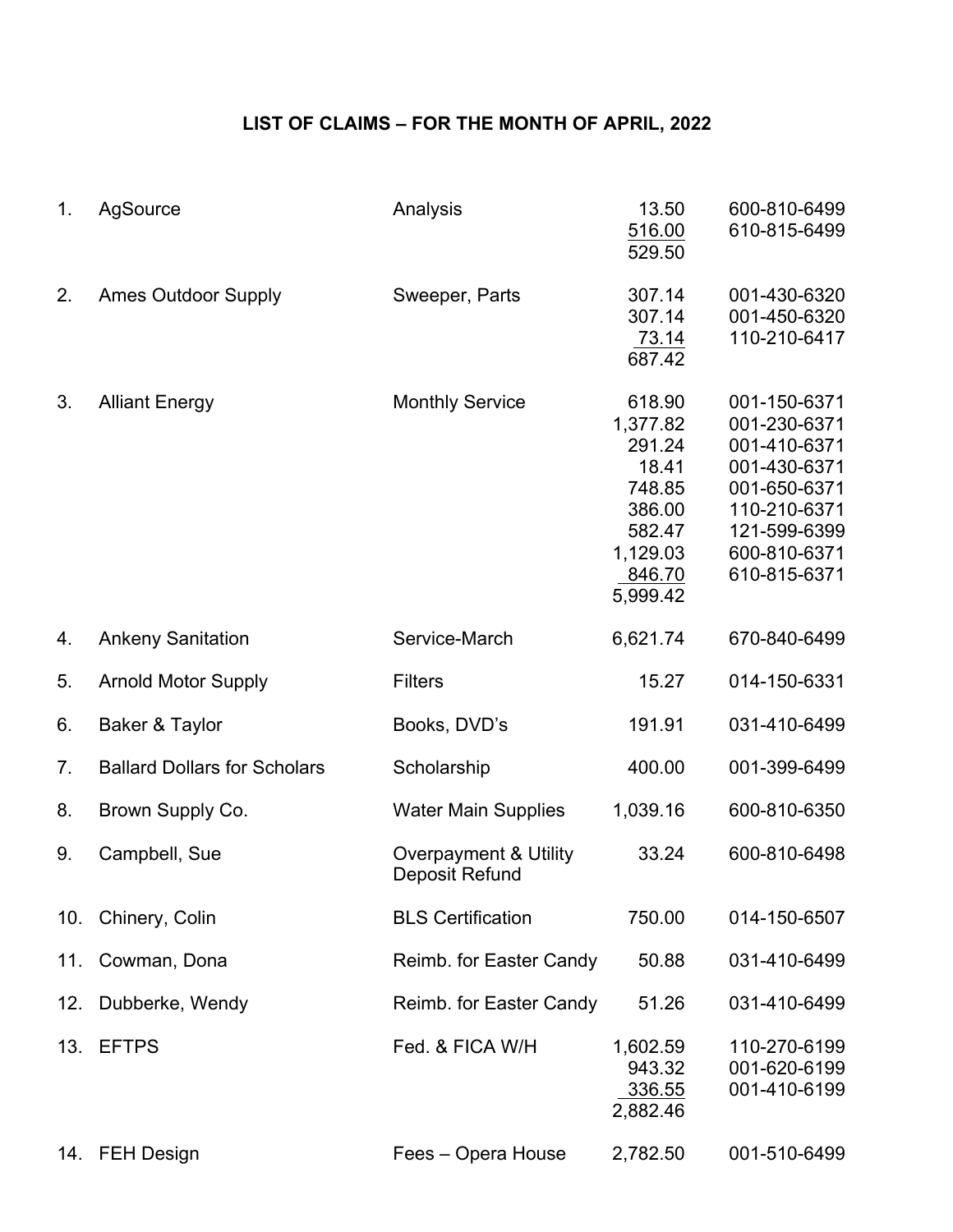## LIST OF CLAIMS – FOR THE MONTH OF APRIL, 2022

| No. | Vendor | Description | Amount | Account |
|---|---|---|---|---|
| 1. | AgSource | Analysis | 13.50 | 600-810-6499 |
| | | | 516.00 | 610-815-6499 |
| | | | 529.50 | |
| 2. | Ames Outdoor Supply | Sweeper, Parts | 307.14 | 001-430-6320 |
| | | | 307.14 | 001-450-6320 |
| | | | 73.14 | 110-210-6417 |
| | | | 687.42 | |
| 3. | Alliant Energy | Monthly Service | 618.90 | 001-150-6371 |
| | | | 1,377.82 | 001-230-6371 |
| | | | 291.24 | 001-410-6371 |
| | | | 18.41 | 001-430-6371 |
| | | | 748.85 | 001-650-6371 |
| | | | 386.00 | 110-210-6371 |
| | | | 582.47 | 121-599-6399 |
| | | | 1,129.03 | 600-810-6371 |
| | | | 846.70 | 610-815-6371 |
| | | | 5,999.42 | |
| 4. | Ankeny Sanitation | Service-March | 6,621.74 | 670-840-6499 |
| 5. | Arnold Motor Supply | Filters | 15.27 | 014-150-6331 |
| 6. | Baker & Taylor | Books, DVD's | 191.91 | 031-410-6499 |
| 7. | Ballard Dollars for Scholars | Scholarship | 400.00 | 001-399-6499 |
| 8. | Brown Supply Co. | Water Main Supplies | 1,039.16 | 600-810-6350 |
| 9. | Campbell, Sue | Overpayment & Utility Deposit Refund | 33.24 | 600-810-6498 |
| 10. | Chinery, Colin | BLS Certification | 750.00 | 014-150-6507 |
| 11. | Cowman, Dona | Reimb. for Easter Candy | 50.88 | 031-410-6499 |
| 12. | Dubberke, Wendy | Reimb. for Easter Candy | 51.26 | 031-410-6499 |
| 13. | EFTPS | Fed. & FICA W/H | 1,602.59 | 110-270-6199 |
| | | | 943.32 | 001-620-6199 |
| | | | 336.55 | 001-410-6199 |
| | | | 2,882.46 | |
| 14. | FEH Design | Fees – Opera House | 2,782.50 | 001-510-6499 |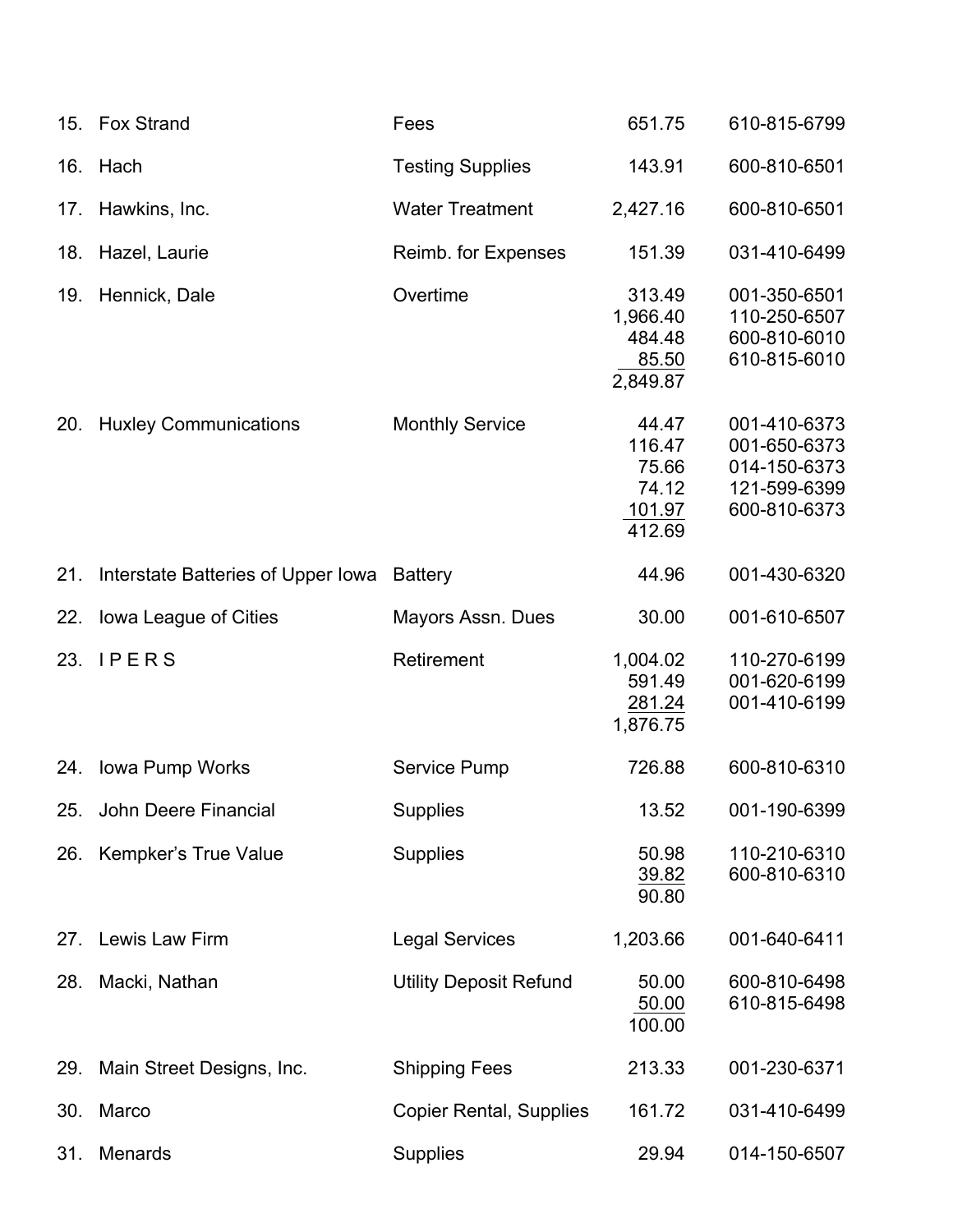| No. | Vendor | Description | Amount | Account |
|---|---|---|---|---|
| 15. | Fox Strand | Fees | 651.75 | 610-815-6799 |
| 16. | Hach | Testing Supplies | 143.91 | 600-810-6501 |
| 17. | Hawkins, Inc. | Water Treatment | 2,427.16 | 600-810-6501 |
| 18. | Hazel, Laurie | Reimb. for Expenses | 151.39 | 031-410-6499 |
| 19. | Hennick, Dale | Overtime | 313.49 | 001-350-6501 |
| | | | 1,966.40 | 110-250-6507 |
| | | | 484.48 | 600-810-6010 |
| | | | 85.50 | 610-815-6010 |
| | | | 2,849.87 | |
| 20. | Huxley Communications | Monthly Service | 44.47 | 001-410-6373 |
| | | | 116.47 | 001-650-6373 |
| | | | 75.66 | 014-150-6373 |
| | | | 74.12 | 121-599-6399 |
| | | | 101.97 | 600-810-6373 |
| | | | 412.69 | |
| 21. | Interstate Batteries of Upper Iowa | Battery | 44.96 | 001-430-6320 |
| 22. | Iowa League of Cities | Mayors Assn. Dues | 30.00 | 001-610-6507 |
| 23. | I P E R S | Retirement | 1,004.02 | 110-270-6199 |
| | | | 591.49 | 001-620-6199 |
| | | | 281.24 | 001-410-6199 |
| | | | 1,876.75 | |
| 24. | Iowa Pump Works | Service Pump | 726.88 | 600-810-6310 |
| 25. | John Deere Financial | Supplies | 13.52 | 001-190-6399 |
| 26. | Kempker's True Value | Supplies | 50.98 | 110-210-6310 |
| | | | 39.82 | 600-810-6310 |
| | | | 90.80 | |
| 27. | Lewis Law Firm | Legal Services | 1,203.66 | 001-640-6411 |
| 28. | Macki, Nathan | Utility Deposit Refund | 50.00 | 600-810-6498 |
| | | | 50.00 | 610-815-6498 |
| | | | 100.00 | |
| 29. | Main Street Designs, Inc. | Shipping Fees | 213.33 | 001-230-6371 |
| 30. | Marco | Copier Rental, Supplies | 161.72 | 031-410-6499 |
| 31. | Menards | Supplies | 29.94 | 014-150-6507 |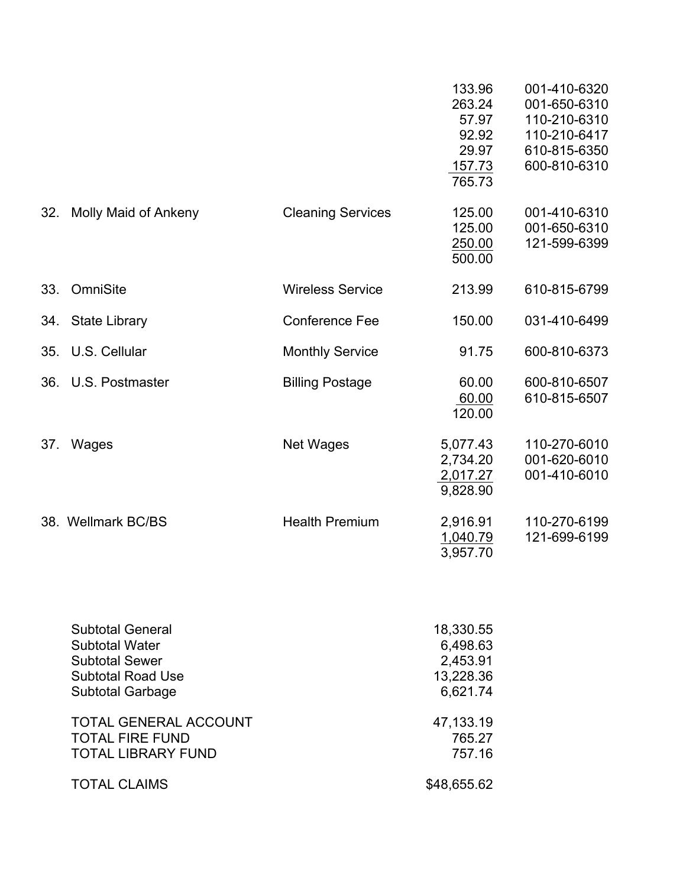| | | | | |
|---|---|---|---|---|
| | | | 133.96 | 001-410-6320 |
| | | | 263.24 | 001-650-6310 |
| | | | 57.97 | 110-210-6310 |
| | | | 92.92 | 110-210-6417 |
| | | | 29.97 | 610-815-6350 |
| | | | 157.73 | 600-810-6310 |
| | | | 765.73 | |
| 32. | Molly Maid of Ankeny | Cleaning Services | 125.00 | 001-410-6310 |
| | | | 125.00 | 001-650-6310 |
| | | | 250.00 | 121-599-6399 |
| | | | 500.00 | |
| 33. | OmniSite | Wireless Service | 213.99 | 610-815-6799 |
| 34. | State Library | Conference Fee | 150.00 | 031-410-6499 |
| 35. | U.S. Cellular | Monthly Service | 91.75 | 600-810-6373 |
| 36. | U.S. Postmaster | Billing Postage | 60.00 | 600-810-6507 |
| | | | 60.00 | 610-815-6507 |
| | | | 120.00 | |
| 37. | Wages | Net Wages | 5,077.43 | 110-270-6010 |
| | | | 2,734.20 | 001-620-6010 |
| | | | 2,017.27 | 001-410-6010 |
| | | | 9,828.90 | |
| 38. | Wellmark BC/BS | Health Premium | 2,916.91 | 110-270-6199 |
| | | | 1,040.79 | 121-699-6199 |
| | | | 3,957.70 | |

| | |
|---|---|
| Subtotal General | 18,330.55 |
| Subtotal Water | 6,498.63 |
| Subtotal Sewer | 2,453.91 |
| Subtotal Road Use | 13,228.36 |
| Subtotal Garbage | 6,621.74 |
| TOTAL GENERAL ACCOUNT | 47,133.19 |
| TOTAL FIRE FUND | 765.27 |
| TOTAL LIBRARY FUND | 757.16 |
| TOTAL CLAIMS | $48,655.62 |